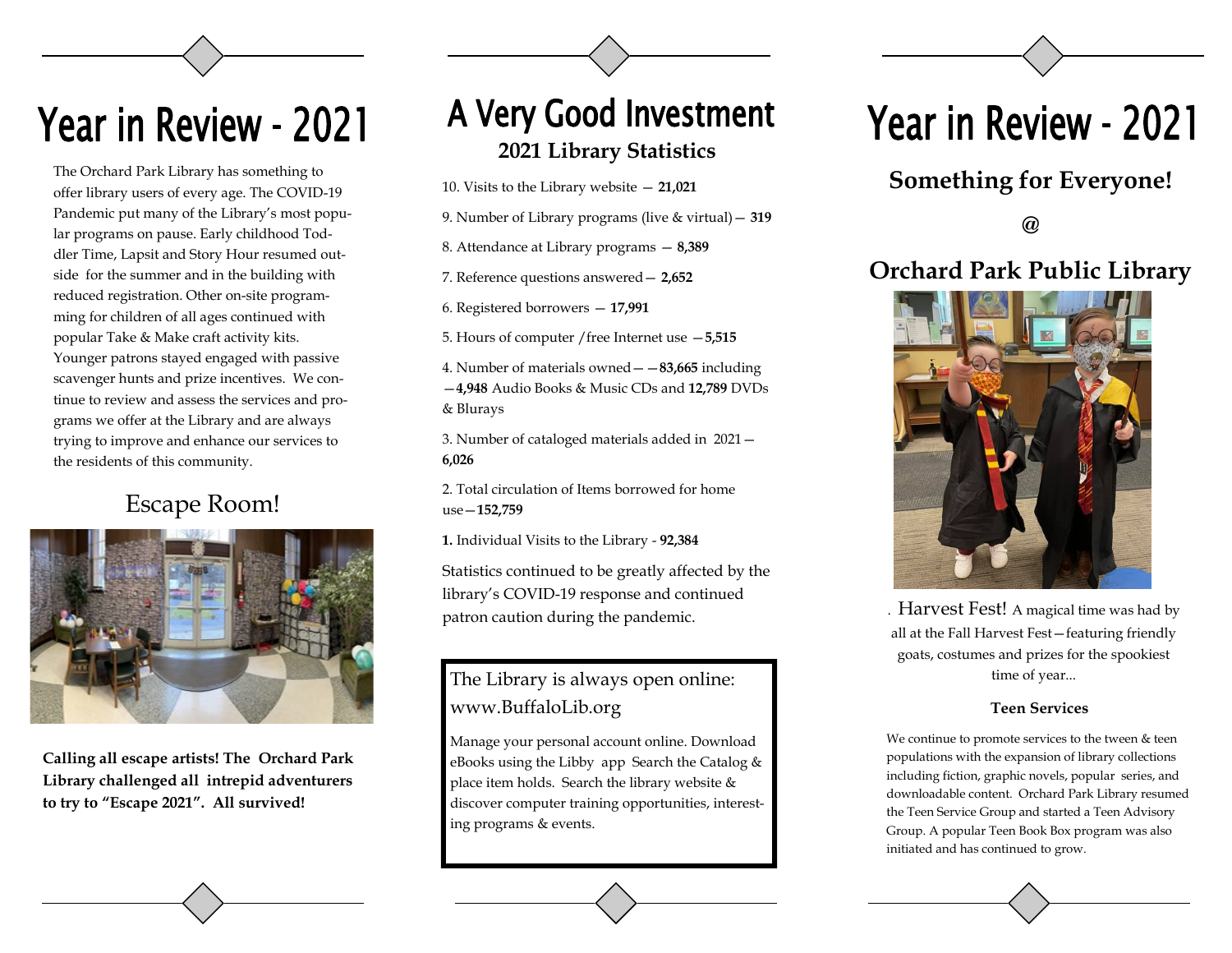# Year in Review - 2021

The Orchard Park Library has something to offer library users of every age. The COVID-19 Pandemic put many of the Library's most popular programs on pause. Early childhood Toddler Time, Lapsit and Story Hour resumed outside for the summer and in the building with reduced registration. Other on-site programming for children of all ages continued with popular Take & Make craft activity kits. Younger patrons stayed engaged with passive scavenger hunts and prize incentives. We continue to review and assess the services and programs we offer at the Library and are always trying to improve and enhance our services to the residents of this community.

## Escape Room!

**Calling all escape artists! The Orchard Park Library challenged all intrepid adventurers to try to "Escape 2021". All survived!**

# A Very Good Investment

## 2021 Library Statistics

10. Visits to the Library website — **21,021**

9. Number of Library programs (live & virtual) — **319**

8. Attendance at Library programs — **8,389**

7. Reference questions answered — **2,652**

6. Registered borrowers — **17,991**

5. Hours of computer /free Internet use — **5,515**

4. Number of materials owned — —**83,665** including —**4,948** Audio Books & Music CDs and **12,789** DVDs & Blurays

3. Number of cataloged materials added in 2021 — **6,026**

2. Total circulation of Items borrowed for home use — **152,759**

**1.** Individual Visits to the Library - **92,384**

Statistics continued to be greatly affected by the library's COVID-19 response and continued patron caution during the pandemic.

The Library is always open online: www.BuffaloLib.org

Manage your personal account online. Download eBooks using the Libby app Search the Catalog & place item holds. Search the library website & discover computer training opportunities, interesting programs & events.

# Year in Review - 2021

## Something for Everyone!

## @

## Orchard Park Public Library

. Harvest Fest! A magical time was had by all at the Fall Harvest Fest—featuring friendly goats, costumes and prizes for the spookiest time of year...

### Teen Services

We continue to promote services to the tween & teen populations with the expansion of library collections including fiction, graphic novels, popular series, and downloadable content. Orchard Park Library resumed the Teen Service Group and started a Teen Advisory Group. A popular Teen Book Box program was also initiated and has continued to grow.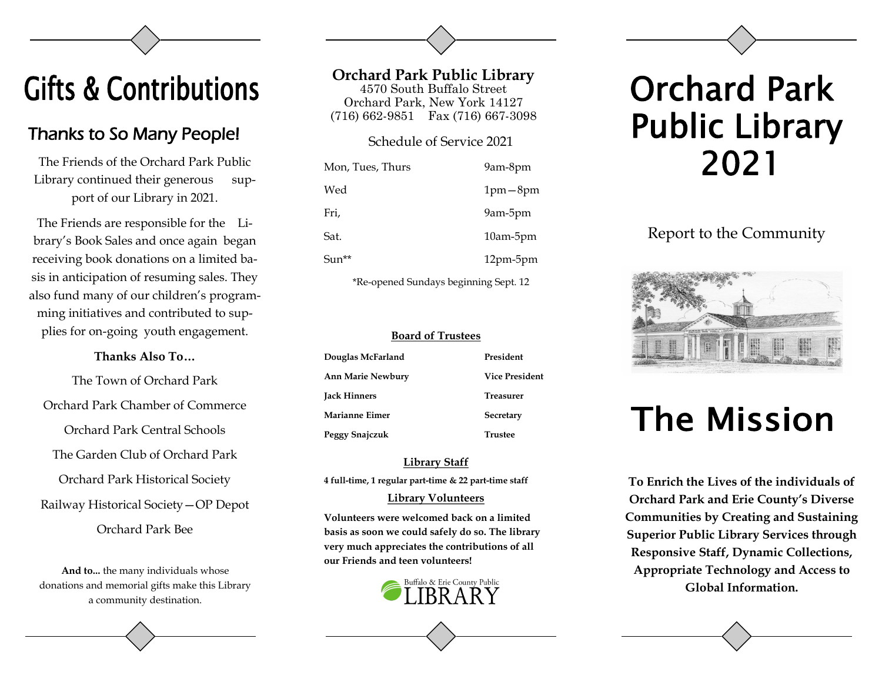# Gifts & Contributions

## Thanks to So Many People!

The Friends of the Orchard Park Public Library continued their generous support of our Library in 2021.

The Friends are responsible for the Library's Book Sales and once again began receiving book donations on a limited basis in anticipation of resuming sales. They also fund many of our children's programming initiatives and contributed to supplies for on-going youth engagement.

**Thanks Also To…**

The Town of Orchard Park

Orchard Park Chamber of Commerce

Orchard Park Central Schools

The Garden Club of Orchard Park

Orchard Park Historical Society

Railway Historical Society—OP Depot

Orchard Park Bee

**And to...** the many individuals whose donations and memorial gifts make this Library a community destination.

**Orchard Park Public Library**
4570 South Buffalo Street
Orchard Park, New York 14127
(716) 662-9851    Fax (716) 667-3098

Schedule of Service 2021

| | |
|---|---|
| Mon, Tues, Thurs | 9am-8pm |
| Wed | 1pm—8pm |
| Fri, | 9am-5pm |
| Sat. | 10am-5pm |
| Sun** | 12pm-5pm |

*Re-opened Sundays beginning Sept. 12

**Board of Trustees**

| | |
|---|---|
| **Douglas McFarland** | **President** |
| **Ann Marie Newbury** | **Vice President** |
| **Jack Hinners** | **Treasurer** |
| **Marianne Eimer** | **Secretary** |
| **Peggy Snajczuk** | **Trustee** |

**Library Staff**

**4 full-time, 1 regular part-time & 22 part-time staff**

**Library Volunteers**

**Volunteers were welcomed back on a limited basis as soon as we could safely do so. The library very much appreciates the contributions of all our Friends and teen volunteers!**

Buffalo & Erie County Public LIBRARY

# Orchard Park Public Library 2021

Report to the Community

# The Mission

**To Enrich the Lives of the individuals of Orchard Park and Erie County's Diverse Communities by Creating and Sustaining Superior Public Library Services through Responsive Staff, Dynamic Collections, Appropriate Technology and Access to Global Information.**